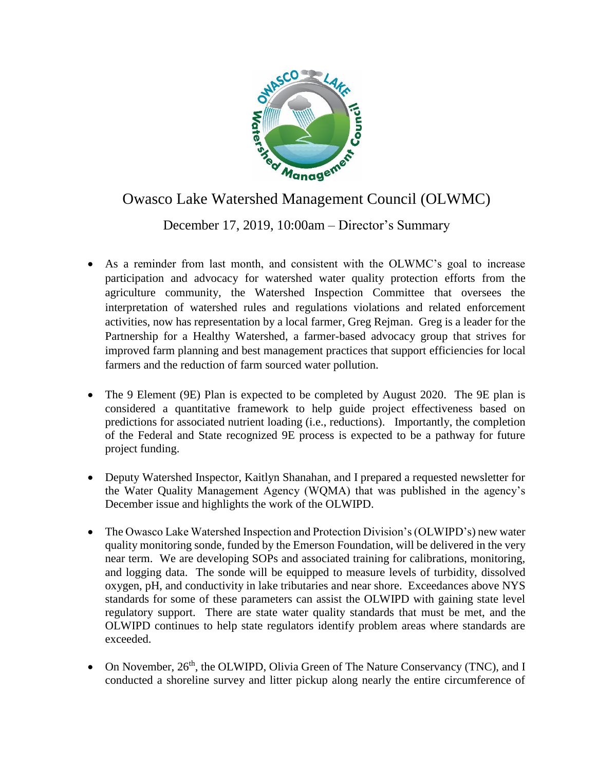# Owasco Lake Watershed Management Council (OLWMC)

## December 17, 2019, 10:00am – Director's Summary

- As a reminder from last month, and consistent with the OLWMC's goal to increase participation and advocacy for watershed water quality protection efforts from the agriculture community, the Watershed Inspection Committee that oversees the interpretation of watershed rules and regulations violations and related enforcement activities, now has representation by a local farmer, Greg Rejman. Greg is a leader for the Partnership for a Healthy Watershed, a farmer-based advocacy group that strives for improved farm planning and best management practices that support efficiencies for local farmers and the reduction of farm sourced water pollution.

- The 9 Element (9E) Plan is expected to be completed by August 2020. The 9E plan is considered a quantitative framework to help guide project effectiveness based on predictions for associated nutrient loading (i.e., reductions). Importantly, the completion of the Federal and State recognized 9E process is expected to be a pathway for future project funding.

- Deputy Watershed Inspector, Kaitlyn Shanahan, and I prepared a requested newsletter for the Water Quality Management Agency (WQMA) that was published in the agency's December issue and highlights the work of the OLWIPD.

- The Owasco Lake Watershed Inspection and Protection Division's (OLWIPD's) new water quality monitoring sonde, funded by the Emerson Foundation, will be delivered in the very near term. We are developing SOPs and associated training for calibrations, monitoring, and logging data. The sonde will be equipped to measure levels of turbidity, dissolved oxygen, pH, and conductivity in lake tributaries and near shore. Exceedances above NYS standards for some of these parameters can assist the OLWIPD with gaining state level regulatory support. There are state water quality standards that must be met, and the OLWIPD continues to help state regulators identify problem areas where standards are exceeded.

- On November, 26th, the OLWIPD, Olivia Green of The Nature Conservancy (TNC), and I conducted a shoreline survey and litter pickup along nearly the entire circumference of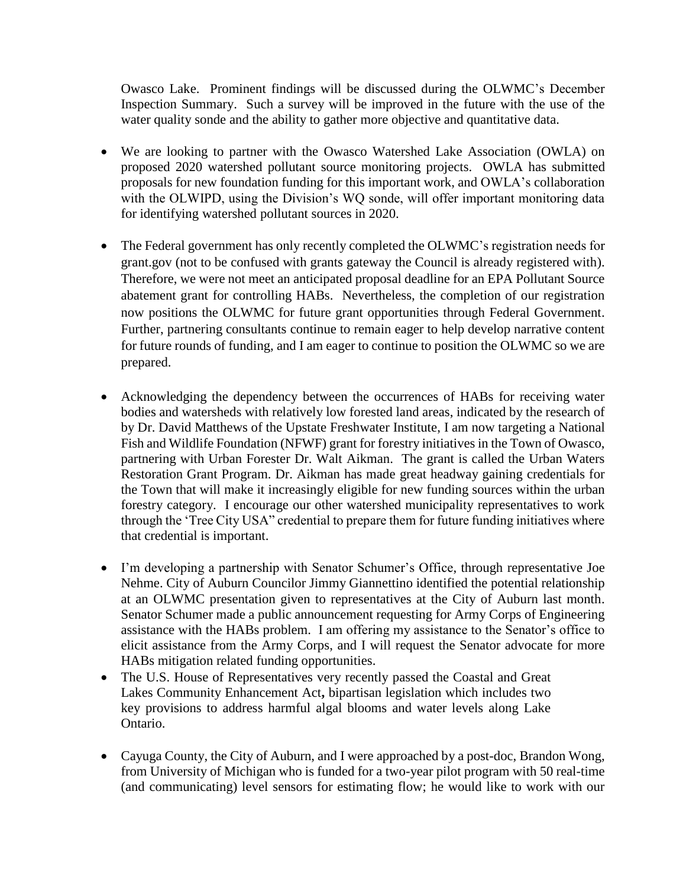Owasco Lake. Prominent findings will be discussed during the OLWMC's December Inspection Summary. Such a survey will be improved in the future with the use of the water quality sonde and the ability to gather more objective and quantitative data.

- We are looking to partner with the Owasco Watershed Lake Association (OWLA) on proposed 2020 watershed pollutant source monitoring projects. OWLA has submitted proposals for new foundation funding for this important work, and OWLA's collaboration with the OLWIPD, using the Division's WQ sonde, will offer important monitoring data for identifying watershed pollutant sources in 2020.

- The Federal government has only recently completed the OLWMC's registration needs for grant.gov (not to be confused with grants gateway the Council is already registered with). Therefore, we were not meet an anticipated proposal deadline for an EPA Pollutant Source abatement grant for controlling HABs. Nevertheless, the completion of our registration now positions the OLWMC for future grant opportunities through Federal Government. Further, partnering consultants continue to remain eager to help develop narrative content for future rounds of funding, and I am eager to continue to position the OLWMC so we are prepared.

- Acknowledging the dependency between the occurrences of HABs for receiving water bodies and watersheds with relatively low forested land areas, indicated by the research of by Dr. David Matthews of the Upstate Freshwater Institute, I am now targeting a National Fish and Wildlife Foundation (NFWF) grant for forestry initiatives in the Town of Owasco, partnering with Urban Forester Dr. Walt Aikman. The grant is called the Urban Waters Restoration Grant Program. Dr. Aikman has made great headway gaining credentials for the Town that will make it increasingly eligible for new funding sources within the urban forestry category. I encourage our other watershed municipality representatives to work through the 'Tree City USA" credential to prepare them for future funding initiatives where that credential is important.

- I'm developing a partnership with Senator Schumer's Office, through representative Joe Nehme. City of Auburn Councilor Jimmy Giannettino identified the potential relationship at an OLWMC presentation given to representatives at the City of Auburn last month. Senator Schumer made a public announcement requesting for Army Corps of Engineering assistance with the HABs problem. I am offering my assistance to the Senator's office to elicit assistance from the Army Corps, and I will request the Senator advocate for more HABs mitigation related funding opportunities.
- The U.S. House of Representatives very recently passed the Coastal and Great Lakes Community Enhancement Act**,** bipartisan legislation which includes two key provisions to address harmful algal blooms and water levels along Lake Ontario.

- Cayuga County, the City of Auburn, and I were approached by a post-doc, Brandon Wong, from University of Michigan who is funded for a two-year pilot program with 50 real-time (and communicating) level sensors for estimating flow; he would like to work with our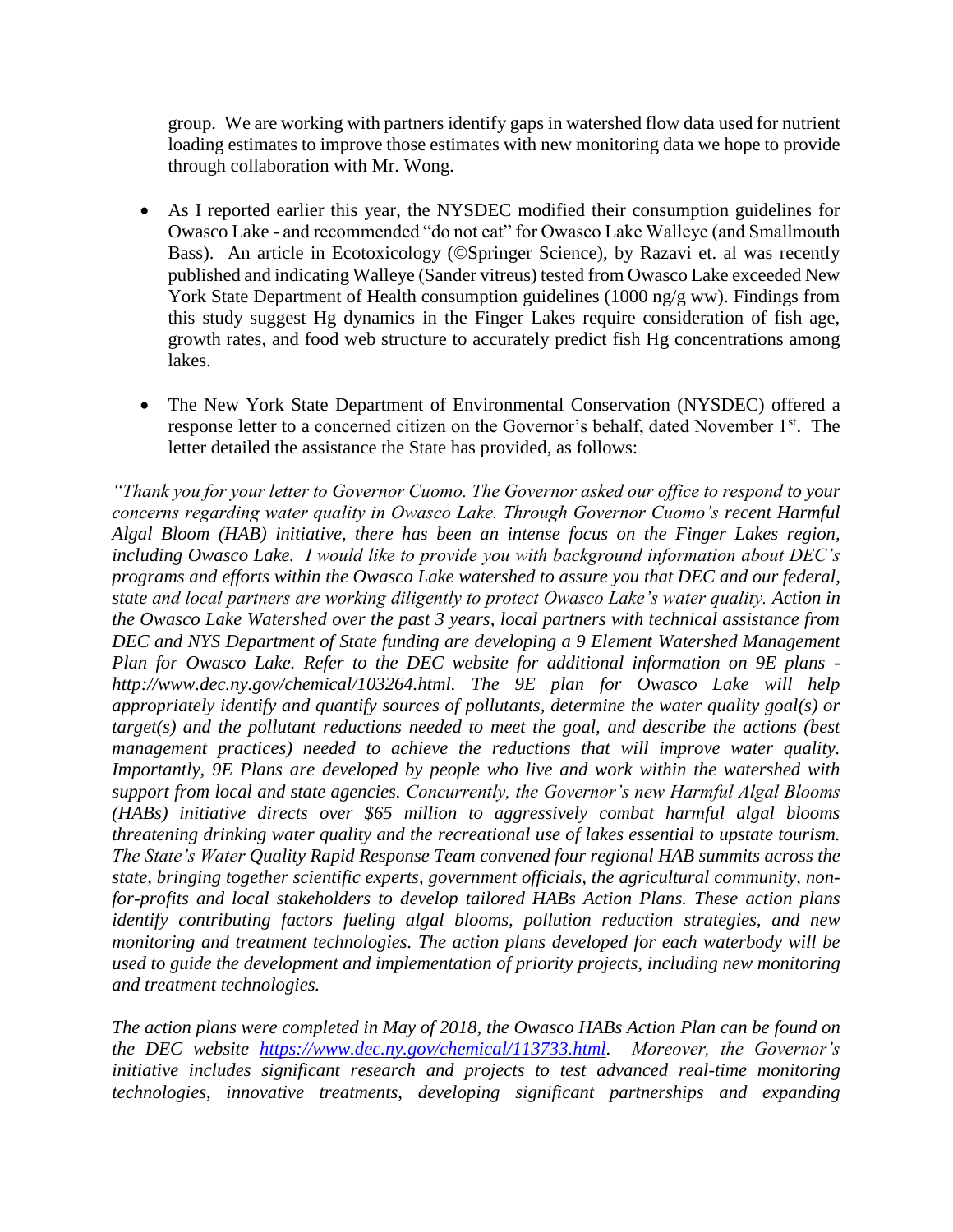group. We are working with partners identify gaps in watershed flow data used for nutrient loading estimates to improve those estimates with new monitoring data we hope to provide through collaboration with Mr. Wong.

- As I reported earlier this year, the NYSDEC modified their consumption guidelines for Owasco Lake - and recommended "do not eat" for Owasco Lake Walleye (and Smallmouth Bass). An article in Ecotoxicology (©Springer Science), by Razavi et. al was recently published and indicating Walleye (Sander vitreus) tested from Owasco Lake exceeded New York State Department of Health consumption guidelines (1000 ng/g ww). Findings from this study suggest Hg dynamics in the Finger Lakes require consideration of fish age, growth rates, and food web structure to accurately predict fish Hg concentrations among lakes.

- The New York State Department of Environmental Conservation (NYSDEC) offered a response letter to a concerned citizen on the Governor's behalf, dated November 1st. The letter detailed the assistance the State has provided, as follows:

*"Thank you for your letter to Governor Cuomo. The Governor asked our office to respond to your concerns regarding water quality in Owasco Lake. Through Governor Cuomo's recent Harmful Algal Bloom (HAB) initiative, there has been an intense focus on the Finger Lakes region, including Owasco Lake. I would like to provide you with background information about DEC's programs and efforts within the Owasco Lake watershed to assure you that DEC and our federal, state and local partners are working diligently to protect Owasco Lake's water quality. Action in the Owasco Lake Watershed over the past 3 years, local partners with technical assistance from DEC and NYS Department of State funding are developing a 9 Element Watershed Management Plan for Owasco Lake. Refer to the DEC website for additional information on 9E plans - http://www.dec.ny.gov/chemical/103264.html. The 9E plan for Owasco Lake will help appropriately identify and quantify sources of pollutants, determine the water quality goal(s) or target(s) and the pollutant reductions needed to meet the goal, and describe the actions (best management practices) needed to achieve the reductions that will improve water quality. Importantly, 9E Plans are developed by people who live and work within the watershed with support from local and state agencies. Concurrently, the Governor's new Harmful Algal Blooms (HABs) initiative directs over $65 million to aggressively combat harmful algal blooms threatening drinking water quality and the recreational use of lakes essential to upstate tourism. The State's Water Quality Rapid Response Team convened four regional HAB summits across the state, bringing together scientific experts, government officials, the agricultural community, non-for-profits and local stakeholders to develop tailored HABs Action Plans. These action plans identify contributing factors fueling algal blooms, pollution reduction strategies, and new monitoring and treatment technologies. The action plans developed for each waterbody will be used to guide the development and implementation of priority projects, including new monitoring and treatment technologies.*

*The action plans were completed in May of 2018, the Owasco HABs Action Plan can be found on the DEC website [https://www.dec.ny.gov/chemical/113733.html](https://www.dec.ny.gov/chemical/113733.html). Moreover, the Governor's initiative includes significant research and projects to test advanced real-time monitoring technologies, innovative treatments, developing significant partnerships and expanding*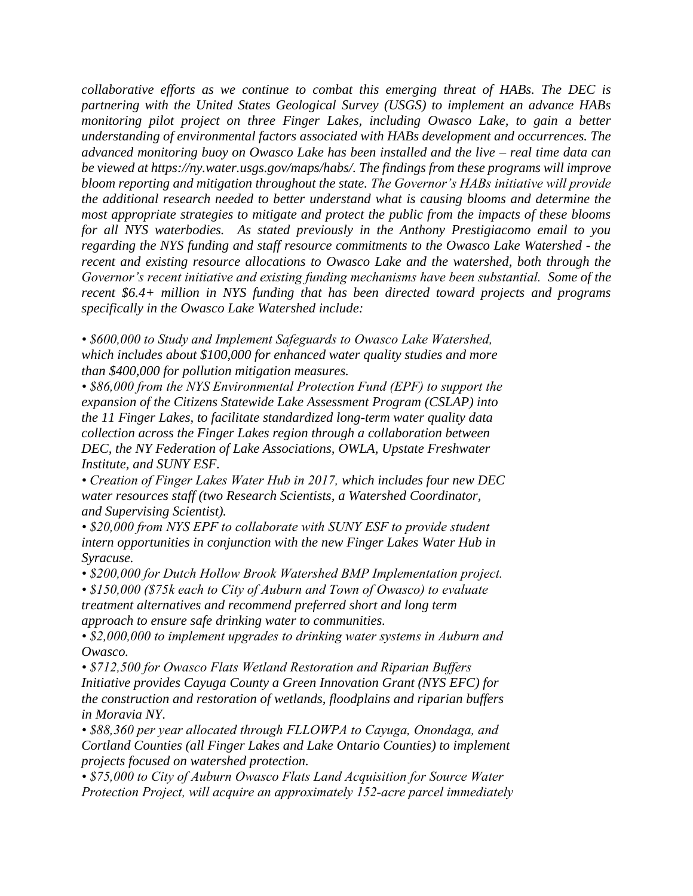*collaborative efforts as we continue to combat this emerging threat of HABs. The DEC is partnering with the United States Geological Survey (USGS) to implement an advance HABs monitoring pilot project on three Finger Lakes, including Owasco Lake, to gain a better understanding of environmental factors associated with HABs development and occurrences. The advanced monitoring buoy on Owasco Lake has been installed and the live – real time data can be viewed at https://ny.water.usgs.gov/maps/habs/. The findings from these programs will improve bloom reporting and mitigation throughout the state. The Governor's HABs initiative will provide the additional research needed to better understand what is causing blooms and determine the most appropriate strategies to mitigate and protect the public from the impacts of these blooms for all NYS waterbodies. As stated previously in the Anthony Prestigiacomo email to you regarding the NYS funding and staff resource commitments to the Owasco Lake Watershed - the recent and existing resource allocations to Owasco Lake and the watershed, both through the Governor's recent initiative and existing funding mechanisms have been substantial. Some of the recent $6.4+ million in NYS funding that has been directed toward projects and programs specifically in the Owasco Lake Watershed include:*

- *$600,000 to Study and Implement Safeguards to Owasco Lake Watershed, which includes about $100,000 for enhanced water quality studies and more than $400,000 for pollution mitigation measures.*
- *$86,000 from the NYS Environmental Protection Fund (EPF) to support the expansion of the Citizens Statewide Lake Assessment Program (CSLAP) into the 11 Finger Lakes, to facilitate standardized long-term water quality data collection across the Finger Lakes region through a collaboration between DEC, the NY Federation of Lake Associations, OWLA, Upstate Freshwater Institute, and SUNY ESF.*
- *Creation of Finger Lakes Water Hub in 2017, which includes four new DEC water resources staff (two Research Scientists, a Watershed Coordinator, and Supervising Scientist).*
- *$20,000 from NYS EPF to collaborate with SUNY ESF to provide student intern opportunities in conjunction with the new Finger Lakes Water Hub in Syracuse.*
- *$200,000 for Dutch Hollow Brook Watershed BMP Implementation project.*
- *$150,000 ($75k each to City of Auburn and Town of Owasco) to evaluate treatment alternatives and recommend preferred short and long term approach to ensure safe drinking water to communities.*
- *$2,000,000 to implement upgrades to drinking water systems in Auburn and Owasco.*
- *$712,500 for Owasco Flats Wetland Restoration and Riparian Buffers Initiative provides Cayuga County a Green Innovation Grant (NYS EFC) for the construction and restoration of wetlands, floodplains and riparian buffers in Moravia NY.*
- *$88,360 per year allocated through FLLOWPA to Cayuga, Onondaga, and Cortland Counties (all Finger Lakes and Lake Ontario Counties) to implement projects focused on watershed protection.*
- *$75,000 to City of Auburn Owasco Flats Land Acquisition for Source Water Protection Project, will acquire an approximately 152-acre parcel immediately*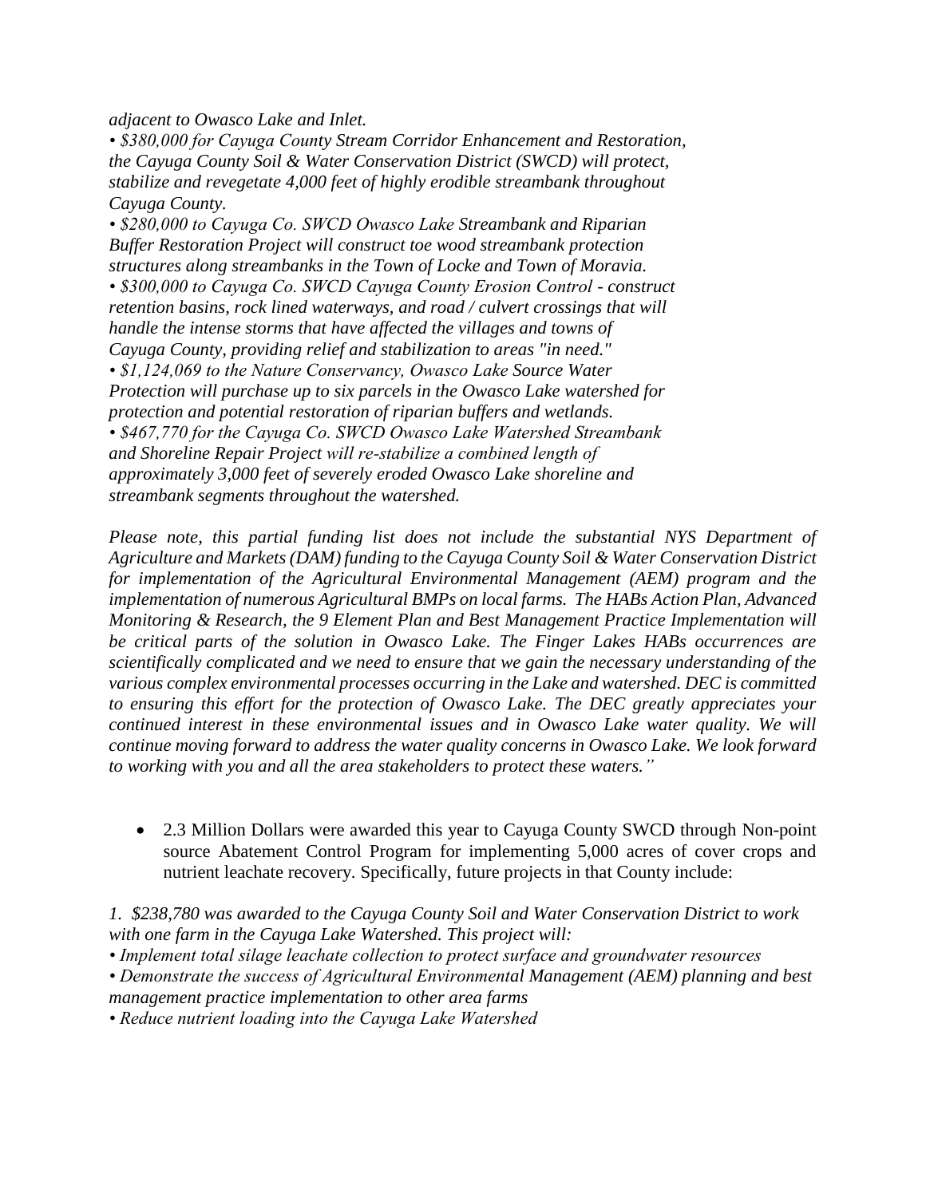*adjacent to Owasco Lake and Inlet.*

*• $380,000 for Cayuga County Stream Corridor Enhancement and Restoration, the Cayuga County Soil & Water Conservation District (SWCD) will protect, stabilize and revegetate 4,000 feet of highly erodible streambank throughout Cayuga County.*

*• $280,000 to Cayuga Co. SWCD Owasco Lake Streambank and Riparian Buffer Restoration Project will construct toe wood streambank protection structures along streambanks in the Town of Locke and Town of Moravia.*

*• $300,000 to Cayuga Co. SWCD Cayuga County Erosion Control - construct retention basins, rock lined waterways, and road / culvert crossings that will handle the intense storms that have affected the villages and towns of Cayuga County, providing relief and stabilization to areas "in need."*

*• $1,124,069 to the Nature Conservancy, Owasco Lake Source Water Protection will purchase up to six parcels in the Owasco Lake watershed for protection and potential restoration of riparian buffers and wetlands.*

*• $467,770 for the Cayuga Co. SWCD Owasco Lake Watershed Streambank and Shoreline Repair Project will re-stabilize a combined length of approximately 3,000 feet of severely eroded Owasco Lake shoreline and streambank segments throughout the watershed.*

*Please note, this partial funding list does not include the substantial NYS Department of Agriculture and Markets (DAM) funding to the Cayuga County Soil & Water Conservation District for implementation of the Agricultural Environmental Management (AEM) program and the implementation of numerous Agricultural BMPs on local farms. The HABs Action Plan, Advanced Monitoring & Research, the 9 Element Plan and Best Management Practice Implementation will be critical parts of the solution in Owasco Lake. The Finger Lakes HABs occurrences are scientifically complicated and we need to ensure that we gain the necessary understanding of the various complex environmental processes occurring in the Lake and watershed. DEC is committed to ensuring this effort for the protection of Owasco Lake. The DEC greatly appreciates your continued interest in these environmental issues and in Owasco Lake water quality. We will continue moving forward to address the water quality concerns in Owasco Lake. We look forward to working with you and all the area stakeholders to protect these waters."*

- 2.3 Million Dollars were awarded this year to Cayuga County SWCD through Non-point source Abatement Control Program for implementing 5,000 acres of cover crops and nutrient leachate recovery. Specifically, future projects in that County include:

*1. $238,780 was awarded to the Cayuga County Soil and Water Conservation District to work with one farm in the Cayuga Lake Watershed. This project will:*

*• Implement total silage leachate collection to protect surface and groundwater resources*

*• Demonstrate the success of Agricultural Environmental Management (AEM) planning and best management practice implementation to other area farms*

*• Reduce nutrient loading into the Cayuga Lake Watershed*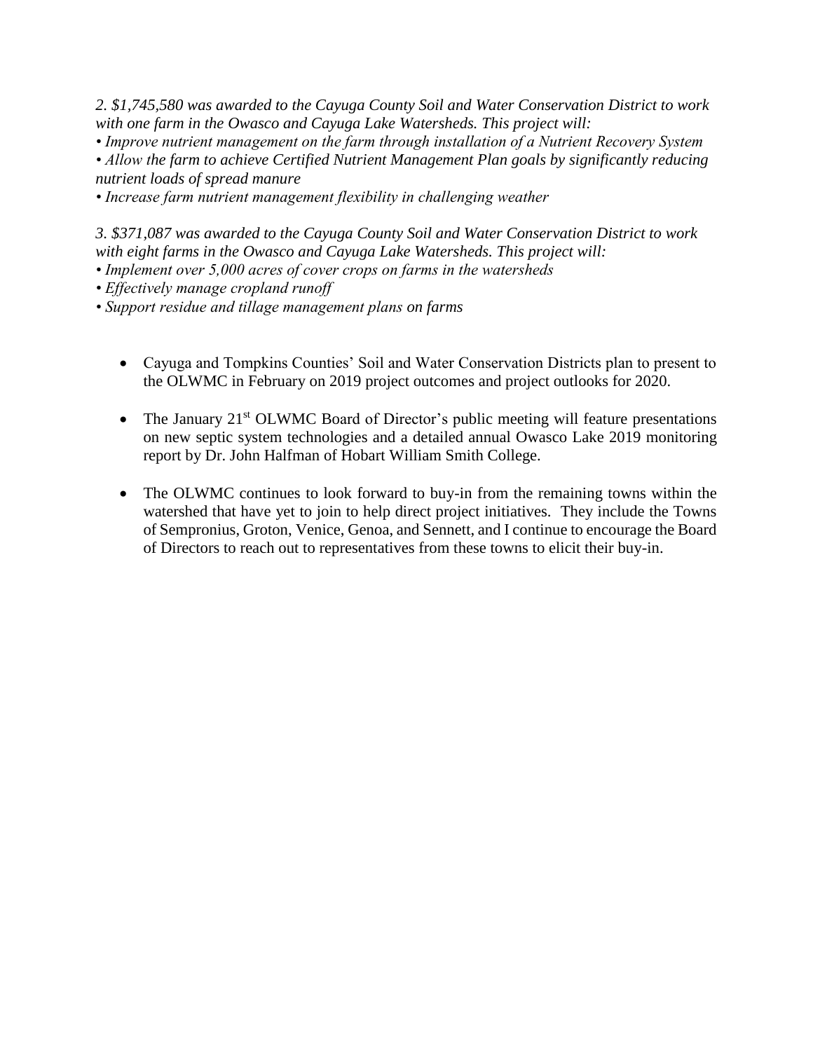*2. $1,745,580 was awarded to the Cayuga County Soil and Water Conservation District to work with one farm in the Owasco and Cayuga Lake Watersheds. This project will:*
*• Improve nutrient management on the farm through installation of a Nutrient Recovery System*
*• Allow the farm to achieve Certified Nutrient Management Plan goals by significantly reducing nutrient loads of spread manure*
*• Increase farm nutrient management flexibility in challenging weather*

*3. $371,087 was awarded to the Cayuga County Soil and Water Conservation District to work with eight farms in the Owasco and Cayuga Lake Watersheds. This project will:*
*• Implement over 5,000 acres of cover crops on farms in the watersheds*
*• Effectively manage cropland runoff*
*• Support residue and tillage management plans on farms*

- Cayuga and Tompkins Counties' Soil and Water Conservation Districts plan to present to the OLWMC in February on 2019 project outcomes and project outlooks for 2020.

- The January 21st OLWMC Board of Director's public meeting will feature presentations on new septic system technologies and a detailed annual Owasco Lake 2019 monitoring report by Dr. John Halfman of Hobart William Smith College.

- The OLWMC continues to look forward to buy-in from the remaining towns within the watershed that have yet to join to help direct project initiatives. They include the Towns of Sempronius, Groton, Venice, Genoa, and Sennett, and I continue to encourage the Board of Directors to reach out to representatives from these towns to elicit their buy-in.